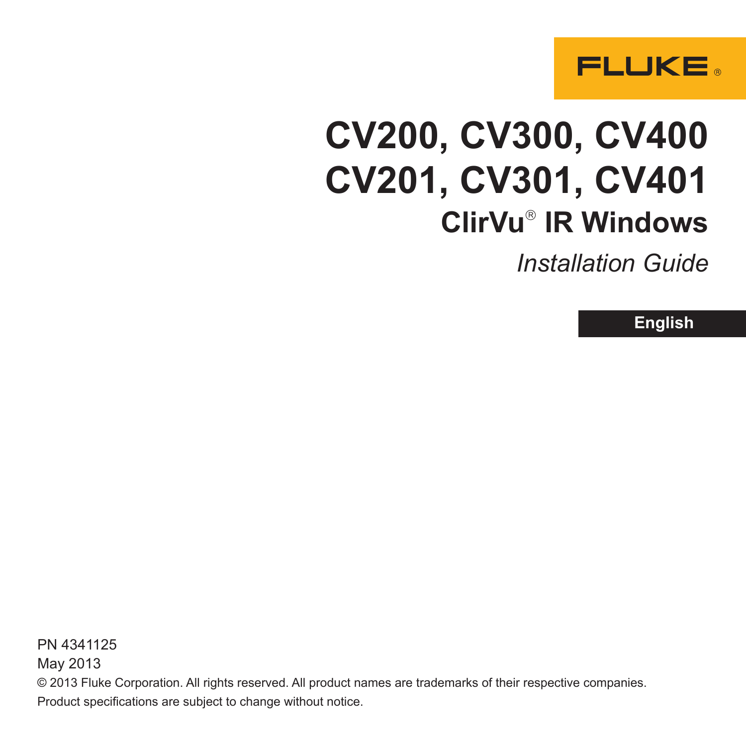FLUKE®

# CV200, CV300, CV400
# CV201, CV301, CV401
## ClirVu® IR Windows

*Installation Guide*

**English**

PN 4341125
May 2013
© 2013 Fluke Corporation. All rights reserved. All product names are trademarks of their respective companies.
Product specifications are subject to change without notice.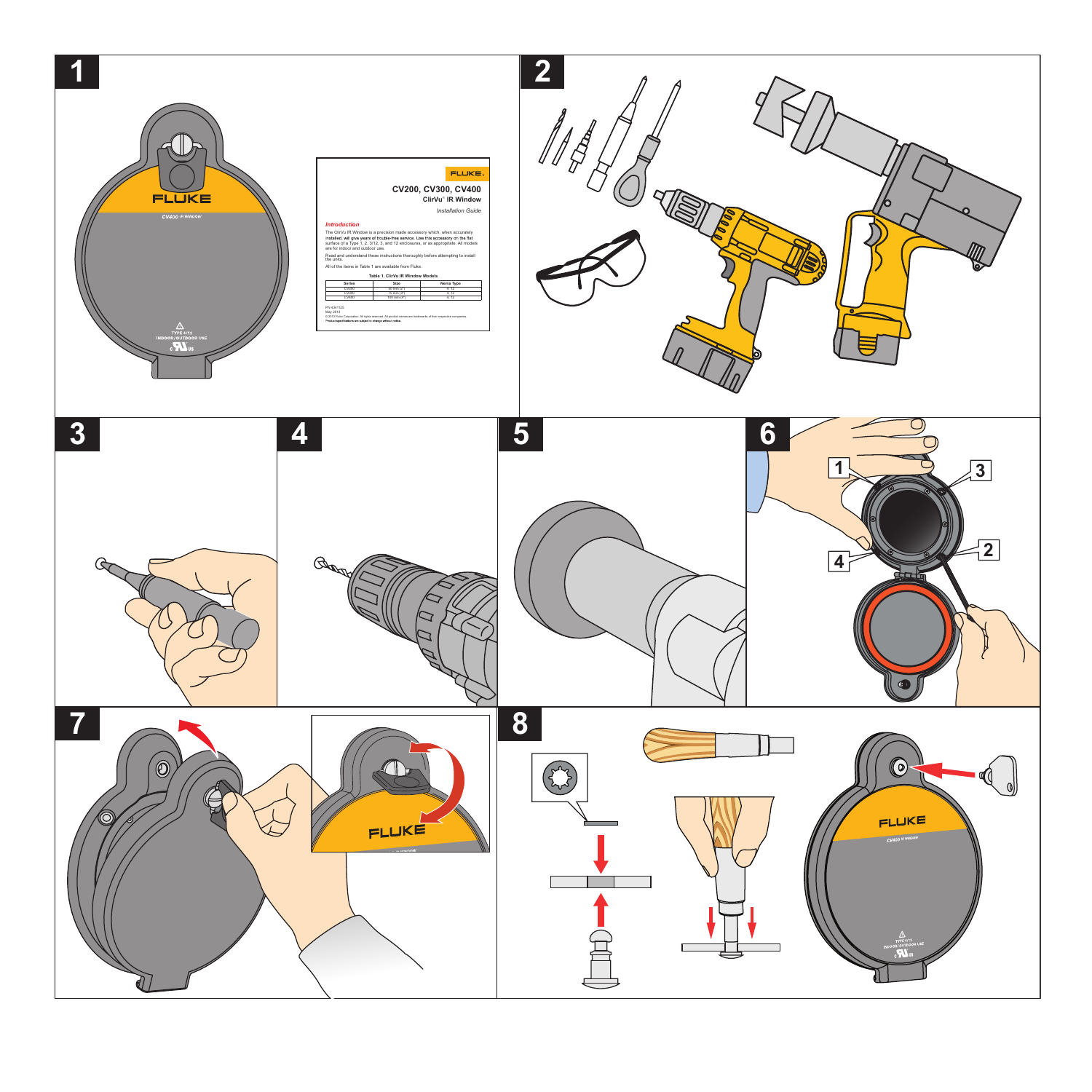**1**

FLUKE

CV400 IR WINDOW

TYPE 4/12
INDOOR/OUTDOOR USE

FLUKE.

# CV200, CV300, CV400

**ClirVu® IR Window**

*Installation Guide*

### *Introduction*

The ClirVu IR Window is a precision made accessory which, when accurately installed, will give years of trouble-free service. Use this accessory on the flat surface of a Type 1, 2, 3/12, 3, and 12 enclosures, or as appropriate. All models are for indoor and outdoor use.

Read and understand these instructions thoroughly before attempting to install the units.

All of the items in Table 1 are available from Fluke.

**Table 1. ClirVu IR Window Models**

| Series | Size | Nema Type |
|---|---|---|
| CV200 | 50 mm (2") | 4, 12 |
| CV300 | 75 mm (3") | 4, 12 |
| CV400 | 100 mm (4") | 4, 12 |

PN 4341125
May 2013
© 2013 Fluke Corporation. All rights reserved. All product names are trademarks of their respective companies.
Product specifications are subject to change without notice.

**2**

**3**

**4**

**5**

**6**

1 2 3 4

**7**

FLUKE

**8**

FLUKE

CV400 IR WINDOW

TYPE 4/12
INDOOR/OUTDOOR USE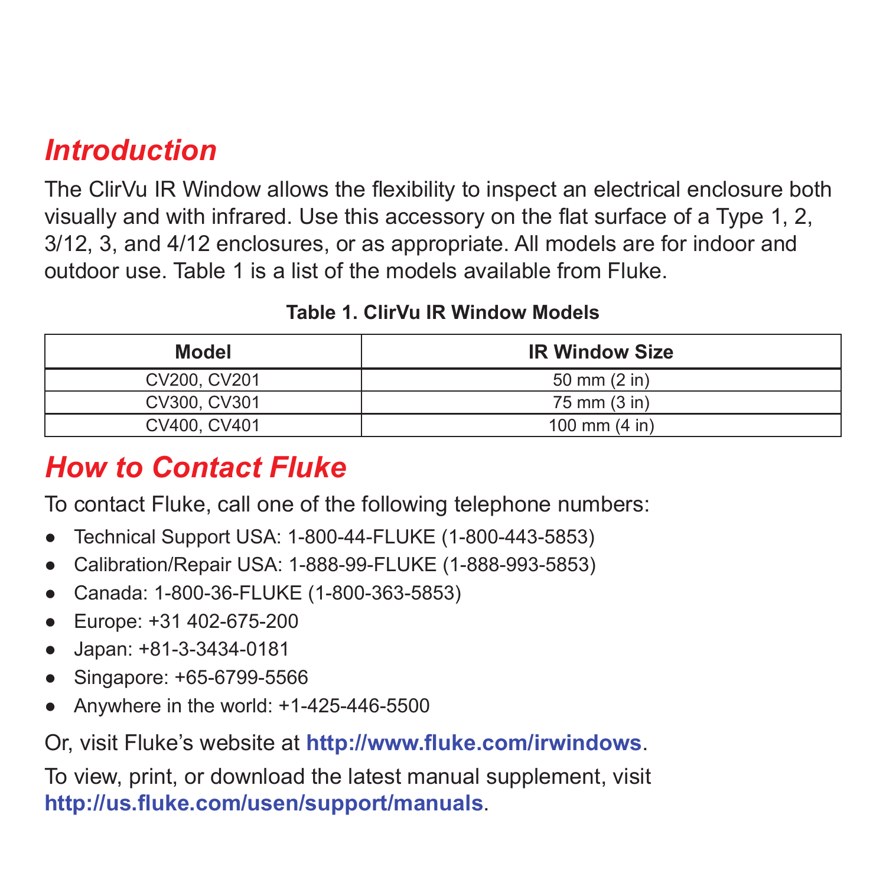## *Introduction*

The ClirVu IR Window allows the flexibility to inspect an electrical enclosure both visually and with infrared. Use this accessory on the flat surface of a Type 1, 2, 3/12, 3, and 4/12 enclosures, or as appropriate. All models are for indoor and outdoor use. Table 1 is a list of the models available from Fluke.

**Table 1. ClirVu IR Window Models**

| Model | IR Window Size |
|---|---|
| CV200, CV201 | 50 mm (2 in) |
| CV300, CV301 | 75 mm (3 in) |
| CV400, CV401 | 100 mm (4 in) |

## *How to Contact Fluke*

To contact Fluke, call one of the following telephone numbers:

- Technical Support USA: 1-800-44-FLUKE (1-800-443-5853)
- Calibration/Repair USA: 1-888-99-FLUKE (1-888-993-5853)
- Canada: 1-800-36-FLUKE (1-800-363-5853)
- Europe: +31 402-675-200
- Japan: +81-3-3434-0181
- Singapore: +65-6799-5566
- Anywhere in the world: +1-425-446-5500

Or, visit Fluke's website at **http://www.fluke.com/irwindows**.

To view, print, or download the latest manual supplement, visit **http://us.fluke.com/usen/support/manuals**.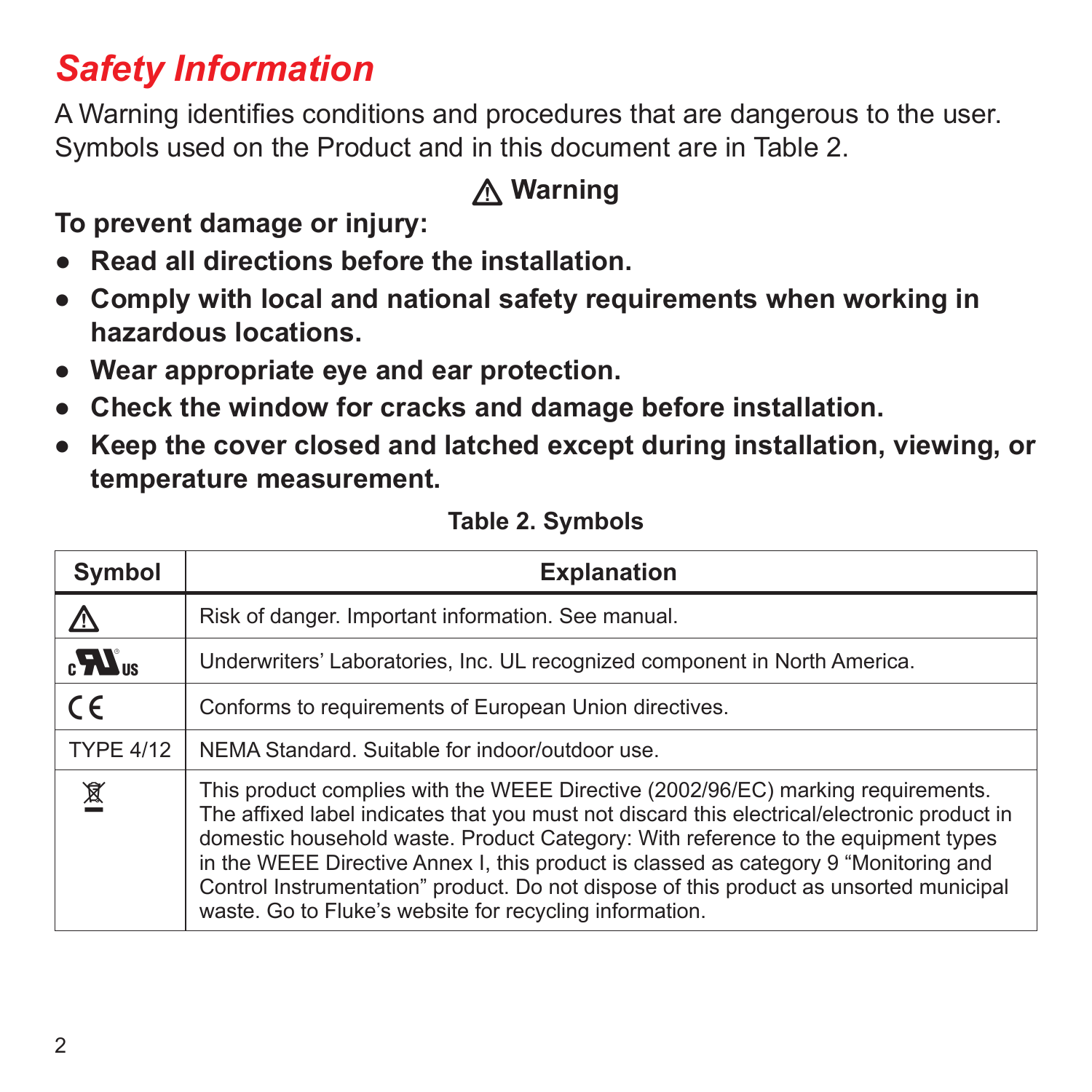# *Safety Information*

A Warning identifies conditions and procedures that are dangerous to the user. Symbols used on the Product and in this document are in Table 2.

**⚠ Warning**

**To prevent damage or injury:**

- **Read all directions before the installation.**
- **Comply with local and national safety requirements when working in hazardous locations.**
- **Wear appropriate eye and ear protection.**
- **Check the window for cracks and damage before installation.**
- **Keep the cover closed and latched except during installation, viewing, or temperature measurement.**

**Table 2. Symbols**

| Symbol | Explanation |
| --- | --- |
| ⚠ | Risk of danger. Important information. See manual. |
| cULus | Underwriters' Laboratories, Inc. UL recognized component in North America. |
| CE | Conforms to requirements of European Union directives. |
| TYPE 4/12 | NEMA Standard. Suitable for indoor/outdoor use. |
| WEEE | This product complies with the WEEE Directive (2002/96/EC) marking requirements. The affixed label indicates that you must not discard this electrical/electronic product in domestic household waste. Product Category: With reference to the equipment types in the WEEE Directive Annex I, this product is classed as category 9 "Monitoring and Control Instrumentation" product. Do not dispose of this product as unsorted municipal waste. Go to Fluke's website for recycling information. |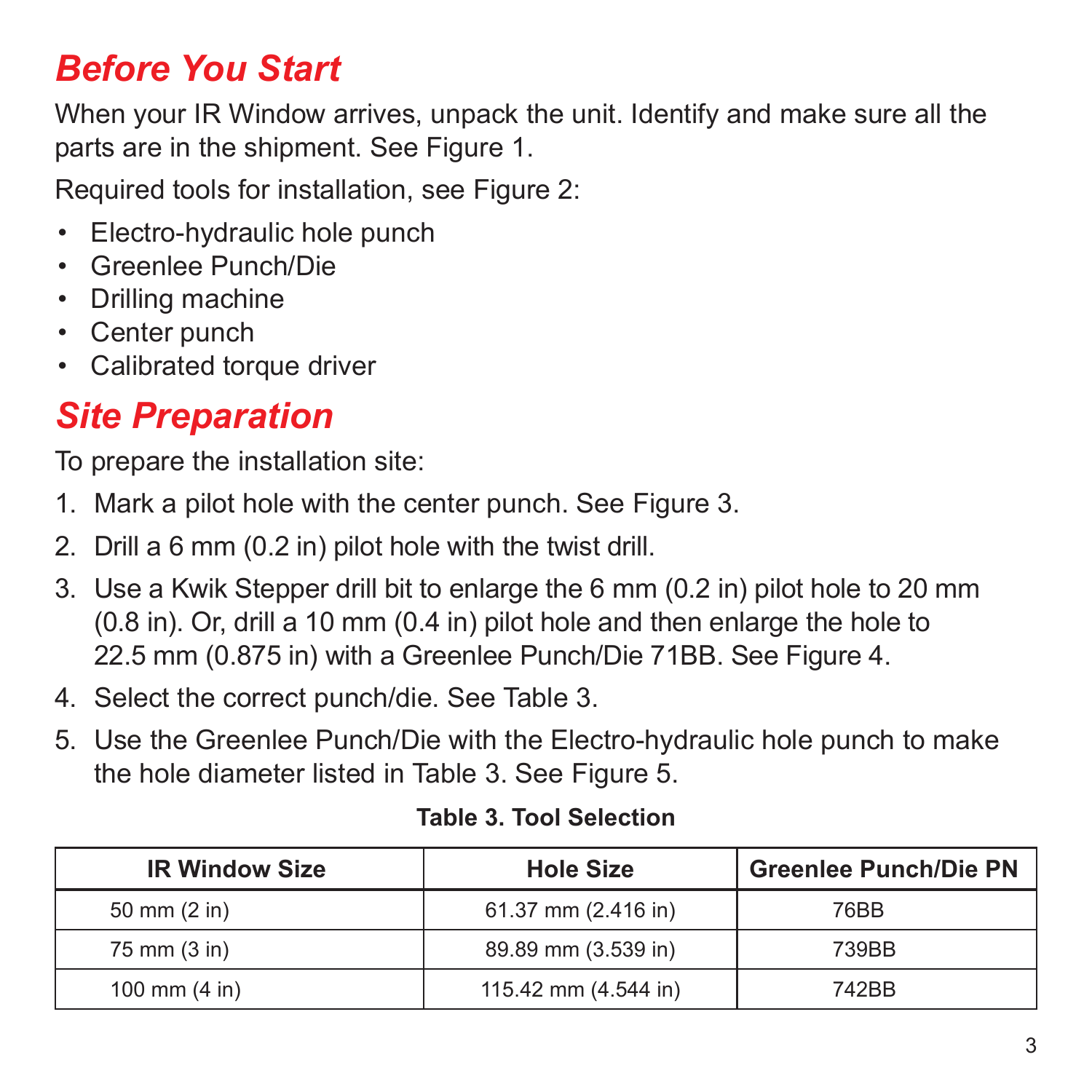## *Before You Start*

When your IR Window arrives, unpack the unit. Identify and make sure all the parts are in the shipment. See Figure 1.

Required tools for installation, see Figure 2:

- Electro-hydraulic hole punch
- Greenlee Punch/Die
- Drilling machine
- Center punch
- Calibrated torque driver

## *Site Preparation*

To prepare the installation site:

1. Mark a pilot hole with the center punch. See Figure 3.
2. Drill a 6 mm (0.2 in) pilot hole with the twist drill.
3. Use a Kwik Stepper drill bit to enlarge the 6 mm (0.2 in) pilot hole to 20 mm (0.8 in). Or, drill a 10 mm (0.4 in) pilot hole and then enlarge the hole to 22.5 mm (0.875 in) with a Greenlee Punch/Die 71BB. See Figure 4.
4. Select the correct punch/die. See Table 3.
5. Use the Greenlee Punch/Die with the Electro-hydraulic hole punch to make the hole diameter listed in Table 3. See Figure 5.

**Table 3. Tool Selection**

| IR Window Size | Hole Size | Greenlee Punch/Die PN |
|---|---|---|
| 50 mm (2 in) | 61.37 mm (2.416 in) | 76BB |
| 75 mm (3 in) | 89.89 mm (3.539 in) | 739BB |
| 100 mm (4 in) | 115.42 mm (4.544 in) | 742BB |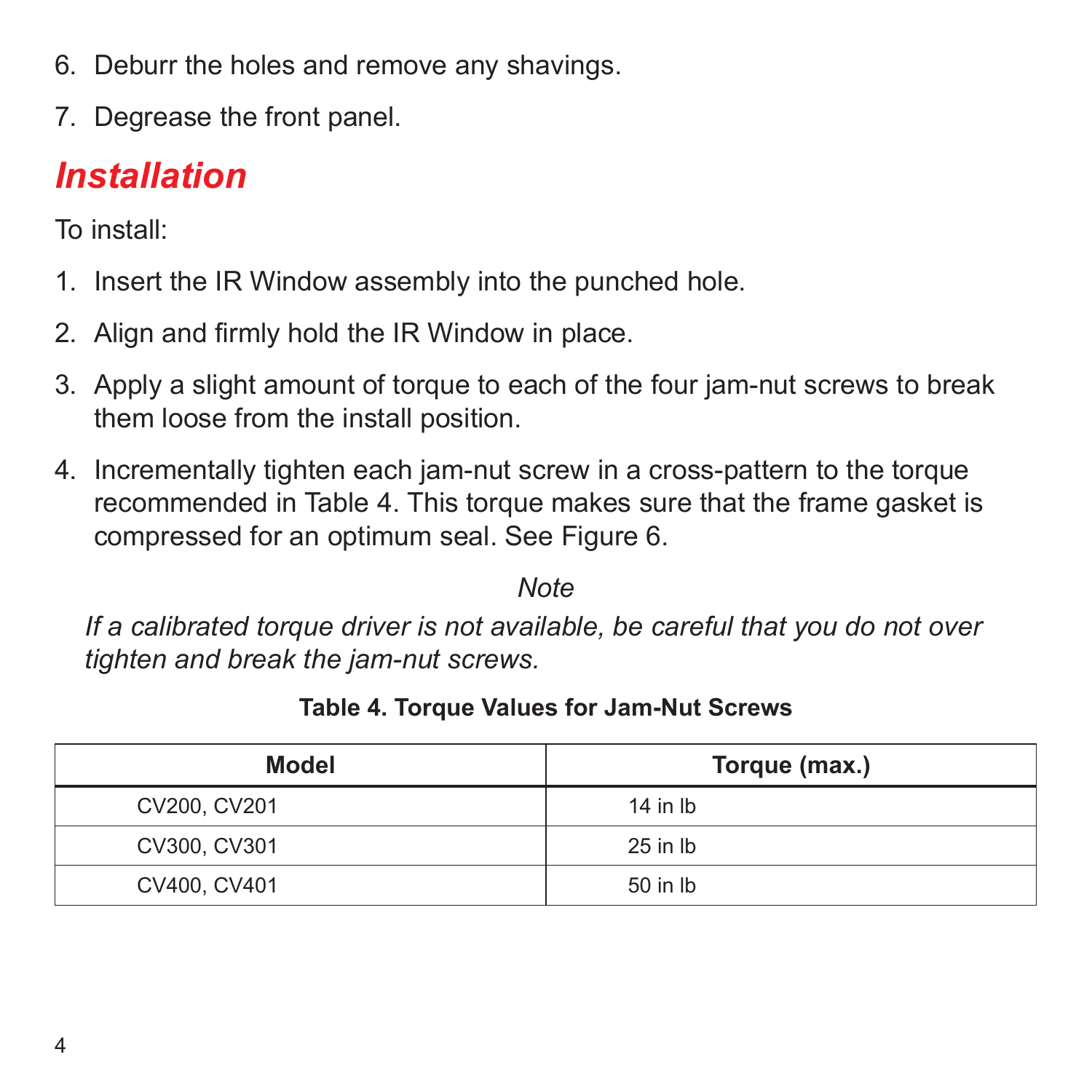6. Deburr the holes and remove any shavings.
7. Degrease the front panel.

## Installation

To install:

1. Insert the IR Window assembly into the punched hole.
2. Align and firmly hold the IR Window in place.
3. Apply a slight amount of torque to each of the four jam-nut screws to break them loose from the install position.
4. Incrementally tighten each jam-nut screw in a cross-pattern to the torque recommended in Table 4. This torque makes sure that the frame gasket is compressed for an optimum seal. See Figure 6.

*Note*

*If a calibrated torque driver is not available, be careful that you do not over tighten and break the jam-nut screws.*

**Table 4. Torque Values for Jam-Nut Screws**

| Model | Torque (max.) |
|---|---|
| CV200, CV201 | 14 in lb |
| CV300, CV301 | 25 in lb |
| CV400, CV401 | 50 in lb |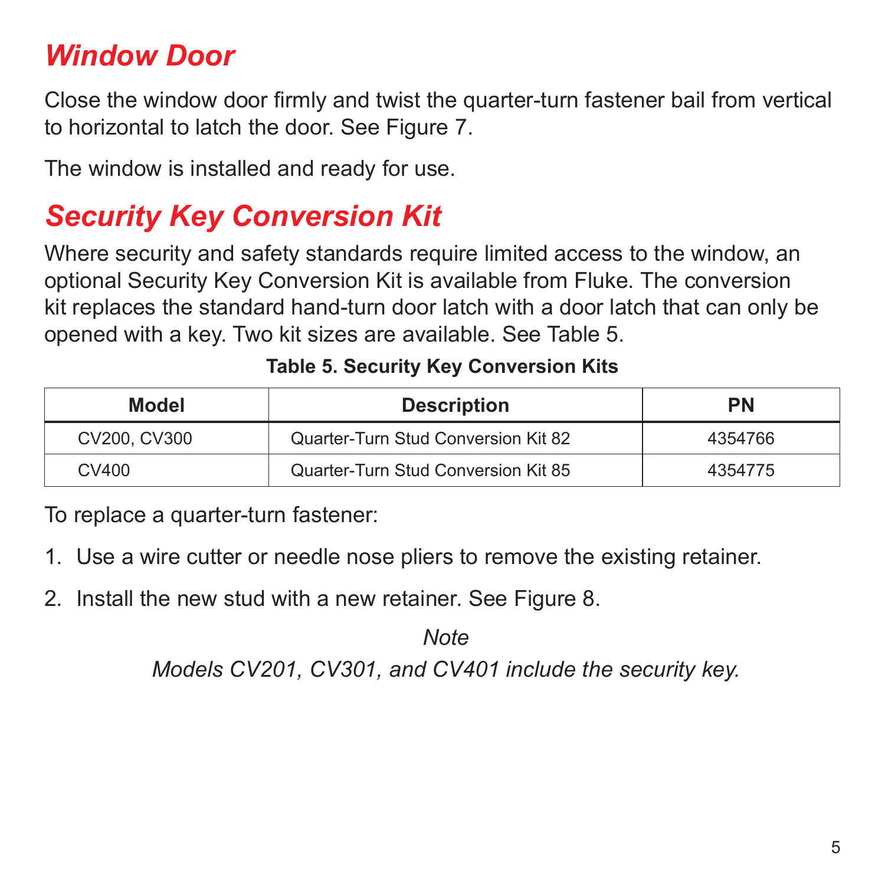## *Window Door*

Close the window door firmly and twist the quarter-turn fastener bail from vertical to horizontal to latch the door. See Figure 7.

The window is installed and ready for use.

## *Security Key Conversion Kit*

Where security and safety standards require limited access to the window, an optional Security Key Conversion Kit is available from Fluke. The conversion kit replaces the standard hand-turn door latch with a door latch that can only be opened with a key. Two kit sizes are available. See Table 5.

**Table 5. Security Key Conversion Kits**

| Model | Description | PN |
| --- | --- | --- |
| CV200, CV300 | Quarter-Turn Stud Conversion Kit 82 | 4354766 |
| CV400 | Quarter-Turn Stud Conversion Kit 85 | 4354775 |

To replace a quarter-turn fastener:

1. Use a wire cutter or needle nose pliers to remove the existing retainer.
2. Install the new stud with a new retainer. See Figure 8.

*Note*

*Models CV201, CV301, and CV401 include the security key.*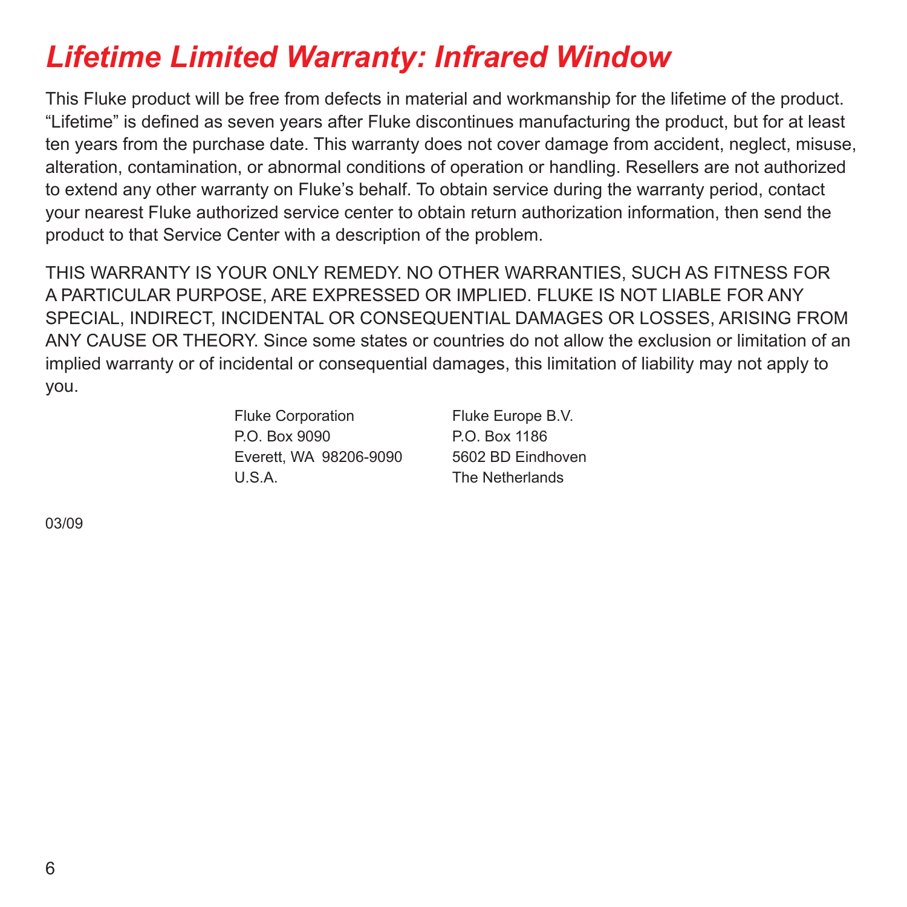# *Lifetime Limited Warranty: Infrared Window*

This Fluke product will be free from defects in material and workmanship for the lifetime of the product. “Lifetime” is defined as seven years after Fluke discontinues manufacturing the product, but for at least ten years from the purchase date. This warranty does not cover damage from accident, neglect, misuse, alteration, contamination, or abnormal conditions of operation or handling. Resellers are not authorized to extend any other warranty on Fluke’s behalf. To obtain service during the warranty period, contact your nearest Fluke authorized service center to obtain return authorization information, then send the product to that Service Center with a description of the problem.

THIS WARRANTY IS YOUR ONLY REMEDY. NO OTHER WARRANTIES, SUCH AS FITNESS FOR A PARTICULAR PURPOSE, ARE EXPRESSED OR IMPLIED. FLUKE IS NOT LIABLE FOR ANY SPECIAL, INDIRECT, INCIDENTAL OR CONSEQUENTIAL DAMAGES OR LOSSES, ARISING FROM ANY CAUSE OR THEORY. Since some states or countries do not allow the exclusion or limitation of an implied warranty or of incidental or consequential damages, this limitation of liability may not apply to you.

Fluke Corporation
P.O. Box 9090
Everett, WA 98206-9090
U.S.A.

Fluke Europe B.V.
P.O. Box 1186
5602 BD Eindhoven
The Netherlands

03/09